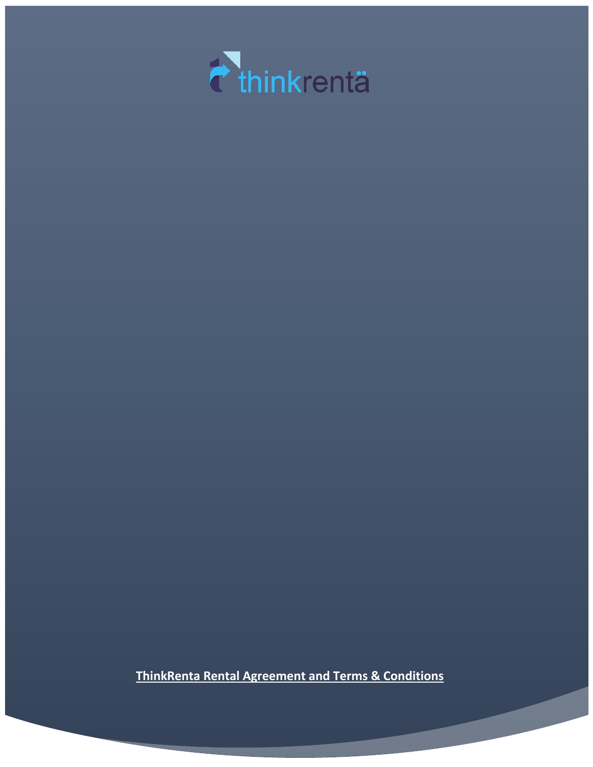thinkrentä

**ThinkRenta Rental Agreement and Terms & Conditions**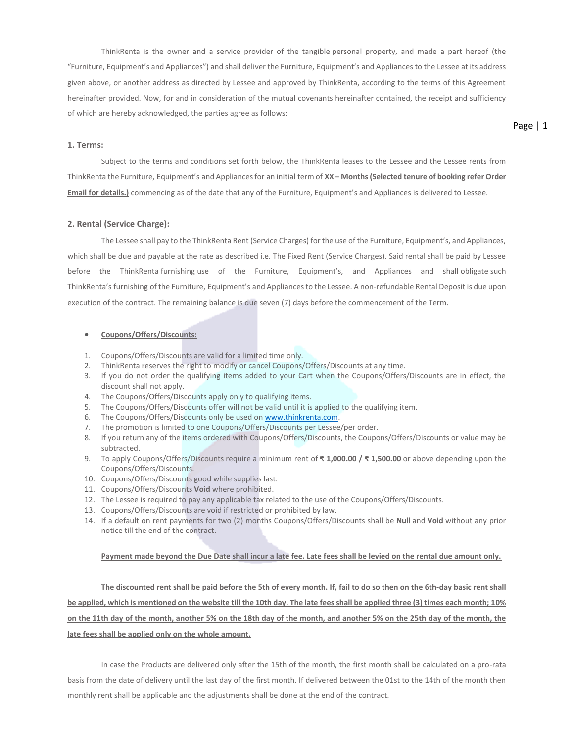ThinkRenta is the owner and a service provider of the tangible personal property, and made a part hereof (the "Furniture, Equipment's and Appliances") and shall deliver the Furniture, Equipment's and Appliances to the Lessee at its address given above, or another address as directed by Lessee and approved by ThinkRenta, according to the terms of this Agreement hereinafter provided. Now, for and in consideration of the mutual covenants hereinafter contained, the receipt and sufficiency of which are hereby acknowledged, the parties agree as follows:

### 1. Terms:

Subject to the terms and conditions set forth below, the ThinkRenta leases to the Lessee and the Lessee rents from ThinkRenta the Furniture, Equipment's and Appliances for an initial term of **<u>XX – Months (Selected tenure of booking refer Order Email for details.)</u>** commencing as of the date that any of the Furniture, Equipment's and Appliances is delivered to Lessee.

### 2. Rental (Service Charge):

The Lessee shall pay to the ThinkRenta Rent (Service Charges) for the use of the Furniture, Equipment's, and Appliances, which shall be due and payable at the rate as described i.e. The Fixed Rent (Service Charges). Said rental shall be paid by Lessee before the ThinkRenta furnishing use of the Furniture, Equipment's, and Appliances and shall obligate such ThinkRenta's furnishing of the Furniture, Equipment's and Appliances to the Lessee. A non-refundable Rental Deposit is due upon execution of the contract. The remaining balance is due seven (7) days before the commencement of the Term.

- **<u>Coupons/Offers/Discounts:</u>**

1. Coupons/Offers/Discounts are valid for a limited time only.
2. ThinkRenta reserves the right to modify or cancel Coupons/Offers/Discounts at any time.
3. If you do not order the qualifying items added to your Cart when the Coupons/Offers/Discounts are in effect, the discount shall not apply.
4. The Coupons/Offers/Discounts apply only to qualifying items.
5. The Coupons/Offers/Discounts offer will not be valid until it is applied to the qualifying item.
6. The Coupons/Offers/Discounts only be used on www.thinkrenta.com.
7. The promotion is limited to one Coupons/Offers/Discounts per Lessee/per order.
8. If you return any of the items ordered with Coupons/Offers/Discounts, the Coupons/Offers/Discounts or value may be subtracted.
9. To apply Coupons/Offers/Discounts require a minimum rent of **₹ 1,000.00 / ₹ 1,500.00** or above depending upon the Coupons/Offers/Discounts.
10. Coupons/Offers/Discounts good while supplies last.
11. Coupons/Offers/Discounts **Void** where prohibited.
12. The Lessee is required to pay any applicable tax related to the use of the Coupons/Offers/Discounts.
13. Coupons/Offers/Discounts are void if restricted or prohibited by law.
14. If a default on rent payments for two (2) months Coupons/Offers/Discounts shall be **Null** and **Void** without any prior notice till the end of the contract.

**<u>Payment made beyond the Due Date shall incur a late fee. Late fees shall be levied on the rental due amount only.</u>**

**<u>The discounted rent shall be paid before the 5th of every month. If, fail to do so then on the 6th-day basic rent shall be applied, which is mentioned on the website till the 10th day. The late fees shall be applied three (3) times each month; 10% on the 11th day of the month, another 5% on the 18th day of the month, and another 5% on the 25th day of the month, the late fees shall be applied only on the whole amount.</u>**

In case the Products are delivered only after the 15th of the month, the first month shall be calculated on a pro-rata basis from the date of delivery until the last day of the first month. If delivered between the 01st to the 14th of the month then monthly rent shall be applicable and the adjustments shall be done at the end of the contract.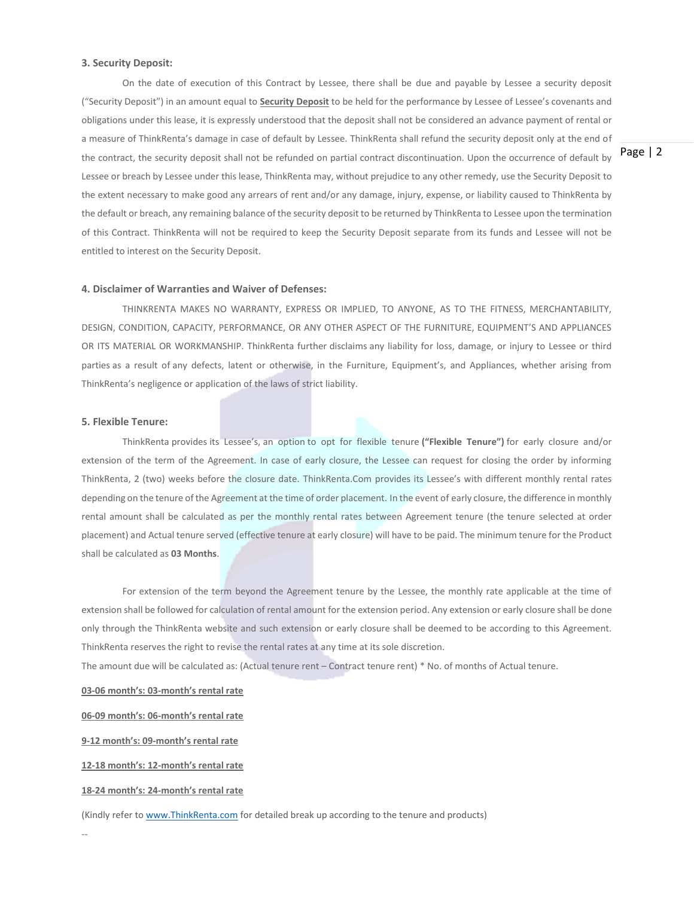### 3. Security Deposit:

On the date of execution of this Contract by Lessee, there shall be due and payable by Lessee a security deposit ("Security Deposit") in an amount equal to **Security Deposit** to be held for the performance by Lessee of Lessee's covenants and obligations under this lease, it is expressly understood that the deposit shall not be considered an advance payment of rental or a measure of ThinkRenta's damage in case of default by Lessee. ThinkRenta shall refund the security deposit only at the end of the contract, the security deposit shall not be refunded on partial contract discontinuation. Upon the occurrence of default by Lessee or breach by Lessee under this lease, ThinkRenta may, without prejudice to any other remedy, use the Security Deposit to the extent necessary to make good any arrears of rent and/or any damage, injury, expense, or liability caused to ThinkRenta by the default or breach, any remaining balance of the security deposit to be returned by ThinkRenta to Lessee upon the termination of this Contract. ThinkRenta will not be required to keep the Security Deposit separate from its funds and Lessee will not be entitled to interest on the Security Deposit.

### 4. Disclaimer of Warranties and Waiver of Defenses:

THINKRENTA MAKES NO WARRANTY, EXPRESS OR IMPLIED, TO ANYONE, AS TO THE FITNESS, MERCHANTABILITY, DESIGN, CONDITION, CAPACITY, PERFORMANCE, OR ANY OTHER ASPECT OF THE FURNITURE, EQUIPMENT'S AND APPLIANCES OR ITS MATERIAL OR WORKMANSHIP. ThinkRenta further disclaims any liability for loss, damage, or injury to Lessee or third parties as a result of any defects, latent or otherwise, in the Furniture, Equipment's, and Appliances, whether arising from ThinkRenta's negligence or application of the laws of strict liability.

### 5. Flexible Tenure:

ThinkRenta provides its Lessee's, an option to opt for flexible tenure **("Flexible Tenure")** for early closure and/or extension of the term of the Agreement. In case of early closure, the Lessee can request for closing the order by informing ThinkRenta, 2 (two) weeks before the closure date. ThinkRenta.Com provides its Lessee's with different monthly rental rates depending on the tenure of the Agreement at the time of order placement. In the event of early closure, the difference in monthly rental amount shall be calculated as per the monthly rental rates between Agreement tenure (the tenure selected at order placement) and Actual tenure served (effective tenure at early closure) will have to be paid. The minimum tenure for the Product shall be calculated as **03 Months**.

For extension of the term beyond the Agreement tenure by the Lessee, the monthly rate applicable at the time of extension shall be followed for calculation of rental amount for the extension period. Any extension or early closure shall be done only through the ThinkRenta website and such extension or early closure shall be deemed to be according to this Agreement. ThinkRenta reserves the right to revise the rental rates at any time at its sole discretion.

The amount due will be calculated as: (Actual tenure rent – Contract tenure rent) * No. of months of Actual tenure.

**03-06 month's: 03-month's rental rate**

**06-09 month's: 06-month's rental rate**

**9-12 month's: 09-month's rental rate**

**12-18 month's: 12-month's rental rate**

**18-24 month's: 24-month's rental rate**

(Kindly refer to [www.ThinkRenta.com](http://www.ThinkRenta.com) for detailed break up according to the tenure and products)

--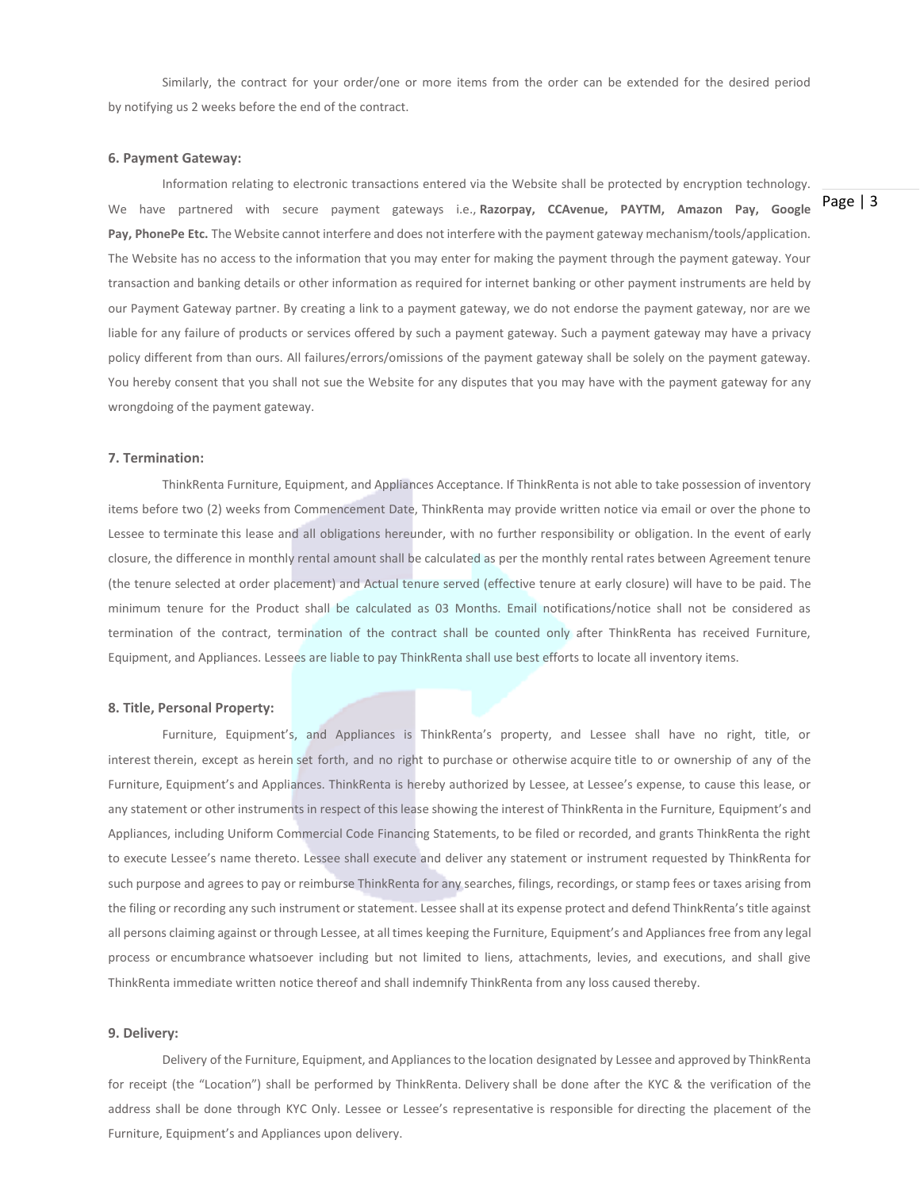Similarly, the contract for your order/one or more items from the order can be extended for the desired period by notifying us 2 weeks before the end of the contract.

### 6. Payment Gateway:

Information relating to electronic transactions entered via the Website shall be protected by encryption technology. We have partnered with secure payment gateways i.e., **Razorpay, CCAvenue, PAYTM, Amazon Pay, Google Pay, PhonePe Etc.** The Website cannot interfere and does not interfere with the payment gateway mechanism/tools/application. The Website has no access to the information that you may enter for making the payment through the payment gateway. Your transaction and banking details or other information as required for internet banking or other payment instruments are held by our Payment Gateway partner. By creating a link to a payment gateway, we do not endorse the payment gateway, nor are we liable for any failure of products or services offered by such a payment gateway. Such a payment gateway may have a privacy policy different from than ours. All failures/errors/omissions of the payment gateway shall be solely on the payment gateway. You hereby consent that you shall not sue the Website for any disputes that you may have with the payment gateway for any wrongdoing of the payment gateway.

### 7. Termination:

ThinkRenta Furniture, Equipment, and Appliances Acceptance. If ThinkRenta is not able to take possession of inventory items before two (2) weeks from Commencement Date, ThinkRenta may provide written notice via email or over the phone to Lessee to terminate this lease and all obligations hereunder, with no further responsibility or obligation. In the event of early closure, the difference in monthly rental amount shall be calculated as per the monthly rental rates between Agreement tenure (the tenure selected at order placement) and Actual tenure served (effective tenure at early closure) will have to be paid. The minimum tenure for the Product shall be calculated as 03 Months. Email notifications/notice shall not be considered as termination of the contract, termination of the contract shall be counted only after ThinkRenta has received Furniture, Equipment, and Appliances. Lessees are liable to pay ThinkRenta shall use best efforts to locate all inventory items.

### 8. Title, Personal Property:

Furniture, Equipment's, and Appliances is ThinkRenta's property, and Lessee shall have no right, title, or interest therein, except as herein set forth, and no right to purchase or otherwise acquire title to or ownership of any of the Furniture, Equipment's and Appliances. ThinkRenta is hereby authorized by Lessee, at Lessee's expense, to cause this lease, or any statement or other instruments in respect of this lease showing the interest of ThinkRenta in the Furniture, Equipment's and Appliances, including Uniform Commercial Code Financing Statements, to be filed or recorded, and grants ThinkRenta the right to execute Lessee's name thereto. Lessee shall execute and deliver any statement or instrument requested by ThinkRenta for such purpose and agrees to pay or reimburse ThinkRenta for any searches, filings, recordings, or stamp fees or taxes arising from the filing or recording any such instrument or statement. Lessee shall at its expense protect and defend ThinkRenta's title against all persons claiming against or through Lessee, at all times keeping the Furniture, Equipment's and Appliances free from any legal process or encumbrance whatsoever including but not limited to liens, attachments, levies, and executions, and shall give ThinkRenta immediate written notice thereof and shall indemnify ThinkRenta from any loss caused thereby.

### 9. Delivery:

Delivery of the Furniture, Equipment, and Appliances to the location designated by Lessee and approved by ThinkRenta for receipt (the "Location") shall be performed by ThinkRenta. Delivery shall be done after the KYC & the verification of the address shall be done through KYC Only. Lessee or Lessee's representative is responsible for directing the placement of the Furniture, Equipment's and Appliances upon delivery.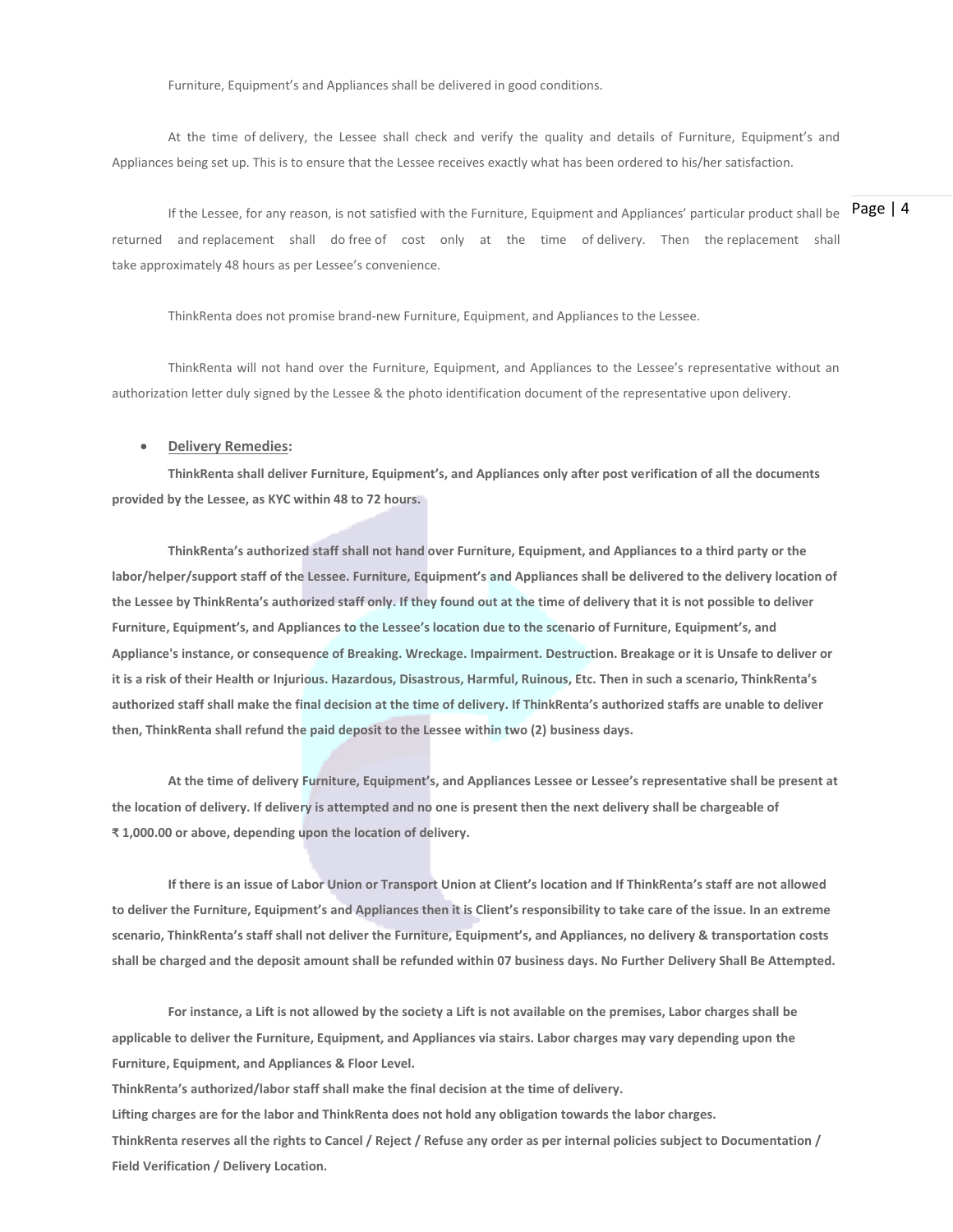Furniture, Equipment's and Appliances shall be delivered in good conditions.

At the time of delivery, the Lessee shall check and verify the quality and details of Furniture, Equipment's and Appliances being set up. This is to ensure that the Lessee receives exactly what has been ordered to his/her satisfaction.

If the Lessee, for any reason, is not satisfied with the Furniture, Equipment and Appliances' particular product shall be returned and replacement shall do free of cost only at the time of delivery. Then the replacement shall take approximately 48 hours as per Lessee's convenience.

ThinkRenta does not promise brand-new Furniture, Equipment, and Appliances to the Lessee.

ThinkRenta will not hand over the Furniture, Equipment, and Appliances to the Lessee's representative without an authorization letter duly signed by the Lessee & the photo identification document of the representative upon delivery.

- **Delivery Remedies:**

**ThinkRenta shall deliver Furniture, Equipment's, and Appliances only after post verification of all the documents provided by the Lessee, as KYC within 48 to 72 hours.**

**ThinkRenta's authorized staff shall not hand over Furniture, Equipment, and Appliances to a third party or the labor/helper/support staff of the Lessee. Furniture, Equipment's and Appliances shall be delivered to the delivery location of the Lessee by ThinkRenta's authorized staff only. If they found out at the time of delivery that it is not possible to deliver Furniture, Equipment's, and Appliances to the Lessee's location due to the scenario of Furniture, Equipment's, and Appliance's instance, or consequence of Breaking. Wreckage. Impairment. Destruction. Breakage or it is Unsafe to deliver or it is a risk of their Health or Injurious. Hazardous, Disastrous, Harmful, Ruinous, Etc. Then in such a scenario, ThinkRenta's authorized staff shall make the final decision at the time of delivery. If ThinkRenta's authorized staffs are unable to deliver then, ThinkRenta shall refund the paid deposit to the Lessee within two (2) business days.**

**At the time of delivery Furniture, Equipment's, and Appliances Lessee or Lessee's representative shall be present at the location of delivery. If delivery is attempted and no one is present then the next delivery shall be chargeable of ₹ 1,000.00 or above, depending upon the location of delivery.**

**If there is an issue of Labor Union or Transport Union at Client's location and If ThinkRenta's staff are not allowed to deliver the Furniture, Equipment's and Appliances then it is Client's responsibility to take care of the issue. In an extreme scenario, ThinkRenta's staff shall not deliver the Furniture, Equipment's, and Appliances, no delivery & transportation costs shall be charged and the deposit amount shall be refunded within 07 business days. No Further Delivery Shall Be Attempted.**

**For instance, a Lift is not allowed by the society a Lift is not available on the premises, Labor charges shall be applicable to deliver the Furniture, Equipment, and Appliances via stairs. Labor charges may vary depending upon the Furniture, Equipment, and Appliances & Floor Level.**
**ThinkRenta's authorized/labor staff shall make the final decision at the time of delivery.**
**Lifting charges are for the labor and ThinkRenta does not hold any obligation towards the labor charges.**
**ThinkRenta reserves all the rights to Cancel / Reject / Refuse any order as per internal policies subject to Documentation / Field Verification / Delivery Location.**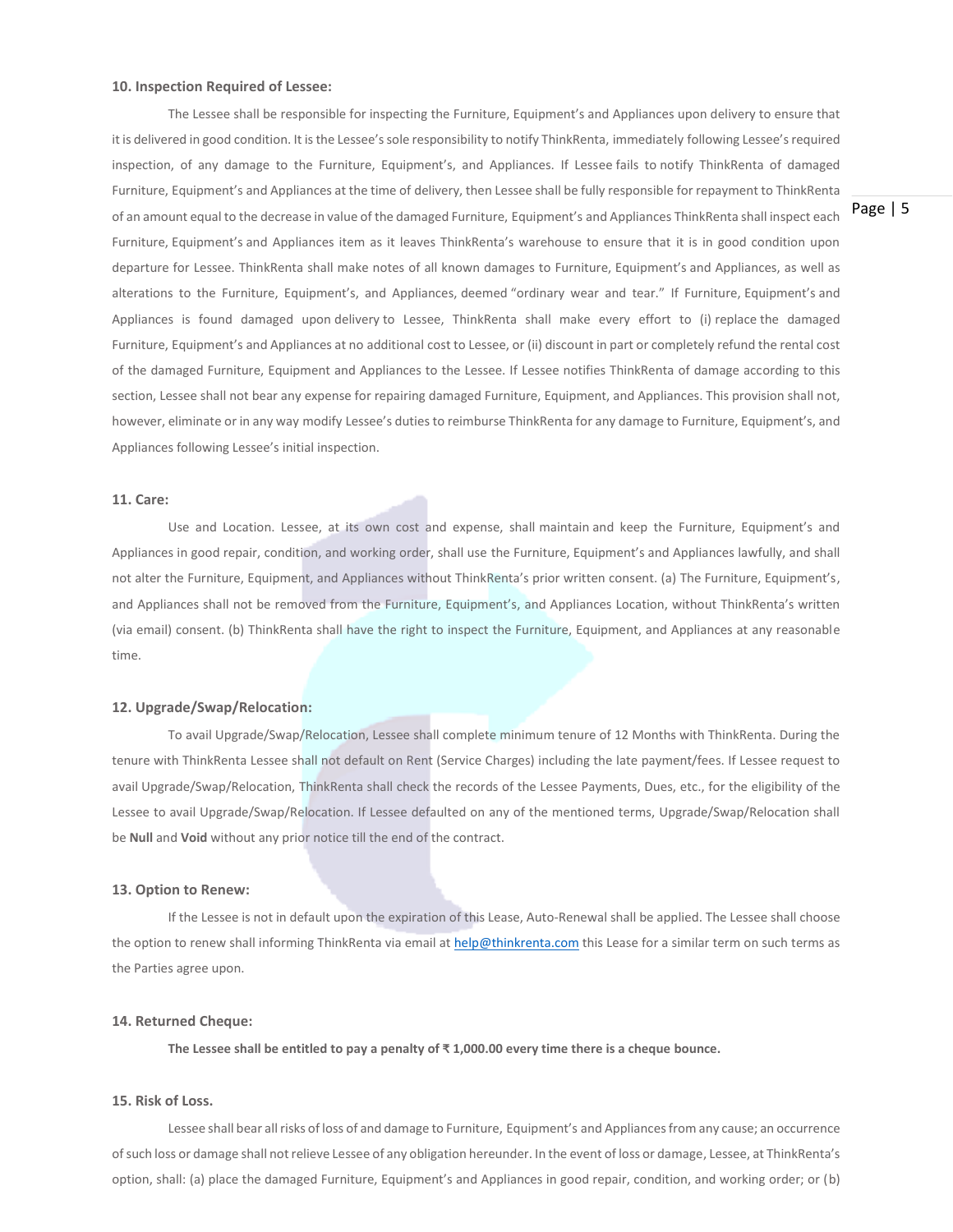**10. Inspection Required of Lessee:**

The Lessee shall be responsible for inspecting the Furniture, Equipment's and Appliances upon delivery to ensure that it is delivered in good condition. It is the Lessee's sole responsibility to notify ThinkRenta, immediately following Lessee's required inspection, of any damage to the Furniture, Equipment's, and Appliances. If Lessee fails to notify ThinkRenta of damaged Furniture, Equipment's and Appliances at the time of delivery, then Lessee shall be fully responsible for repayment to ThinkRenta of an amount equal to the decrease in value of the damaged Furniture, Equipment's and Appliances ThinkRenta shall inspect each Furniture, Equipment's and Appliances item as it leaves ThinkRenta's warehouse to ensure that it is in good condition upon departure for Lessee. ThinkRenta shall make notes of all known damages to Furniture, Equipment's and Appliances, as well as alterations to the Furniture, Equipment's, and Appliances, deemed "ordinary wear and tear." If Furniture, Equipment's and Appliances is found damaged upon delivery to Lessee, ThinkRenta shall make every effort to (i) replace the damaged Furniture, Equipment's and Appliances at no additional cost to Lessee, or (ii) discount in part or completely refund the rental cost of the damaged Furniture, Equipment and Appliances to the Lessee. If Lessee notifies ThinkRenta of damage according to this section, Lessee shall not bear any expense for repairing damaged Furniture, Equipment, and Appliances. This provision shall not, however, eliminate or in any way modify Lessee's duties to reimburse ThinkRenta for any damage to Furniture, Equipment's, and Appliances following Lessee's initial inspection.

**11. Care:**

Use and Location. Lessee, at its own cost and expense, shall maintain and keep the Furniture, Equipment's and Appliances in good repair, condition, and working order, shall use the Furniture, Equipment's and Appliances lawfully, and shall not alter the Furniture, Equipment, and Appliances without ThinkRenta's prior written consent. (a) The Furniture, Equipment's, and Appliances shall not be removed from the Furniture, Equipment's, and Appliances Location, without ThinkRenta's written (via email) consent. (b) ThinkRenta shall have the right to inspect the Furniture, Equipment, and Appliances at any reasonable time.

**12. Upgrade/Swap/Relocation:**

To avail Upgrade/Swap/Relocation, Lessee shall complete minimum tenure of 12 Months with ThinkRenta. During the tenure with ThinkRenta Lessee shall not default on Rent (Service Charges) including the late payment/fees. If Lessee request to avail Upgrade/Swap/Relocation, ThinkRenta shall check the records of the Lessee Payments, Dues, etc., for the eligibility of the Lessee to avail Upgrade/Swap/Relocation. If Lessee defaulted on any of the mentioned terms, Upgrade/Swap/Relocation shall be **Null** and **Void** without any prior notice till the end of the contract.

**13. Option to Renew:**

If the Lessee is not in default upon the expiration of this Lease, Auto-Renewal shall be applied. The Lessee shall choose the option to renew shall informing ThinkRenta via email at help@thinkrenta.com this Lease for a similar term on such terms as the Parties agree upon.

**14. Returned Cheque:**

**The Lessee shall be entitled to pay a penalty of ₹ 1,000.00 every time there is a cheque bounce.**

**15. Risk of Loss.**

Lessee shall bear all risks of loss of and damage to Furniture, Equipment's and Appliances from any cause; an occurrence of such loss or damage shall not relieve Lessee of any obligation hereunder. In the event of loss or damage, Lessee, at ThinkRenta's option, shall: (a) place the damaged Furniture, Equipment's and Appliances in good repair, condition, and working order; or (b)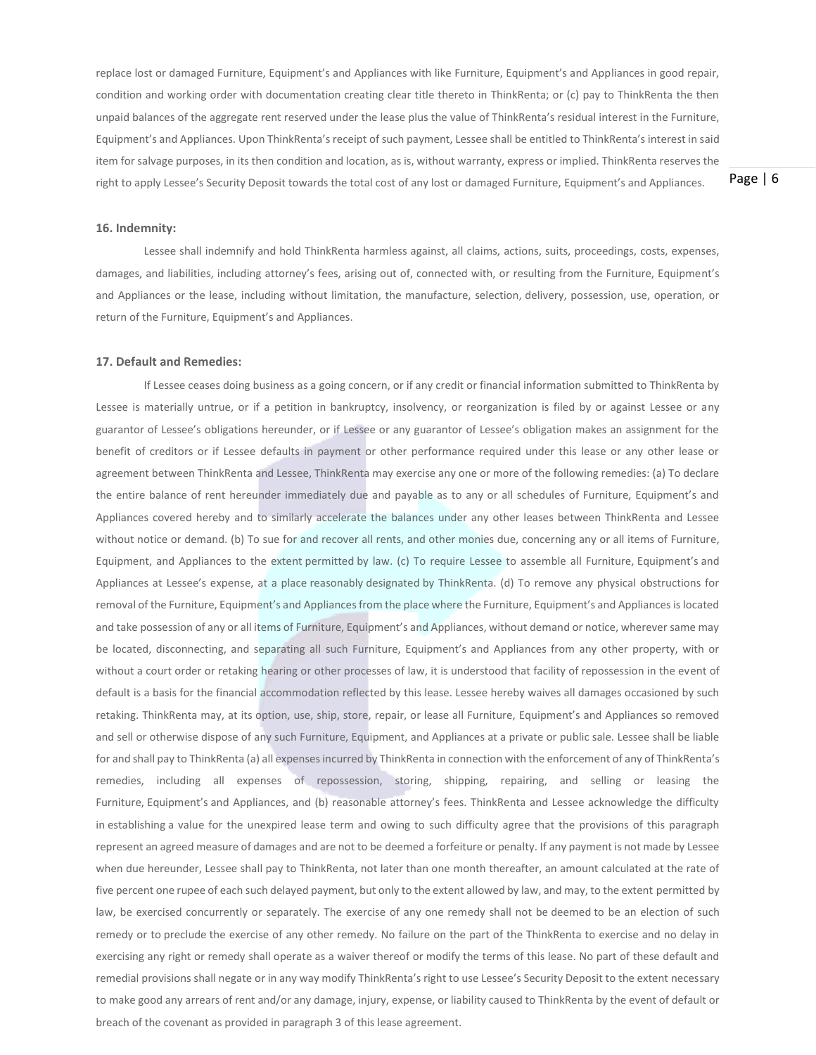replace lost or damaged Furniture, Equipment's and Appliances with like Furniture, Equipment's and Appliances in good repair, condition and working order with documentation creating clear title thereto in ThinkRenta; or (c) pay to ThinkRenta the then unpaid balances of the aggregate rent reserved under the lease plus the value of ThinkRenta's residual interest in the Furniture, Equipment's and Appliances. Upon ThinkRenta's receipt of such payment, Lessee shall be entitled to ThinkRenta's interest in said item for salvage purposes, in its then condition and location, as is, without warranty, express or implied. ThinkRenta reserves the right to apply Lessee's Security Deposit towards the total cost of any lost or damaged Furniture, Equipment's and Appliances.

**16. Indemnity:**

Lessee shall indemnify and hold ThinkRenta harmless against, all claims, actions, suits, proceedings, costs, expenses, damages, and liabilities, including attorney's fees, arising out of, connected with, or resulting from the Furniture, Equipment's and Appliances or the lease, including without limitation, the manufacture, selection, delivery, possession, use, operation, or return of the Furniture, Equipment's and Appliances.

**17. Default and Remedies:**

If Lessee ceases doing business as a going concern, or if any credit or financial information submitted to ThinkRenta by Lessee is materially untrue, or if a petition in bankruptcy, insolvency, or reorganization is filed by or against Lessee or any guarantor of Lessee's obligations hereunder, or if Lessee or any guarantor of Lessee's obligation makes an assignment for the benefit of creditors or if Lessee defaults in payment or other performance required under this lease or any other lease or agreement between ThinkRenta and Lessee, ThinkRenta may exercise any one or more of the following remedies: (a) To declare the entire balance of rent hereunder immediately due and payable as to any or all schedules of Furniture, Equipment's and Appliances covered hereby and to similarly accelerate the balances under any other leases between ThinkRenta and Lessee without notice or demand. (b) To sue for and recover all rents, and other monies due, concerning any or all items of Furniture, Equipment, and Appliances to the extent permitted by law. (c) To require Lessee to assemble all Furniture, Equipment's and Appliances at Lessee's expense, at a place reasonably designated by ThinkRenta. (d) To remove any physical obstructions for removal of the Furniture, Equipment's and Appliances from the place where the Furniture, Equipment's and Appliances is located and take possession of any or all items of Furniture, Equipment's and Appliances, without demand or notice, wherever same may be located, disconnecting, and separating all such Furniture, Equipment's and Appliances from any other property, with or without a court order or retaking hearing or other processes of law, it is understood that facility of repossession in the event of default is a basis for the financial accommodation reflected by this lease. Lessee hereby waives all damages occasioned by such retaking. ThinkRenta may, at its option, use, ship, store, repair, or lease all Furniture, Equipment's and Appliances so removed and sell or otherwise dispose of any such Furniture, Equipment, and Appliances at a private or public sale. Lessee shall be liable for and shall pay to ThinkRenta (a) all expenses incurred by ThinkRenta in connection with the enforcement of any of ThinkRenta's remedies, including all expenses of repossession, storing, shipping, repairing, and selling or leasing the Furniture, Equipment's and Appliances, and (b) reasonable attorney's fees. ThinkRenta and Lessee acknowledge the difficulty in establishing a value for the unexpired lease term and owing to such difficulty agree that the provisions of this paragraph represent an agreed measure of damages and are not to be deemed a forfeiture or penalty. If any payment is not made by Lessee when due hereunder, Lessee shall pay to ThinkRenta, not later than one month thereafter, an amount calculated at the rate of five percent one rupee of each such delayed payment, but only to the extent allowed by law, and may, to the extent permitted by law, be exercised concurrently or separately. The exercise of any one remedy shall not be deemed to be an election of such remedy or to preclude the exercise of any other remedy. No failure on the part of the ThinkRenta to exercise and no delay in exercising any right or remedy shall operate as a waiver thereof or modify the terms of this lease. No part of these default and remedial provisions shall negate or in any way modify ThinkRenta's right to use Lessee's Security Deposit to the extent necessary to make good any arrears of rent and/or any damage, injury, expense, or liability caused to ThinkRenta by the event of default or breach of the covenant as provided in paragraph 3 of this lease agreement.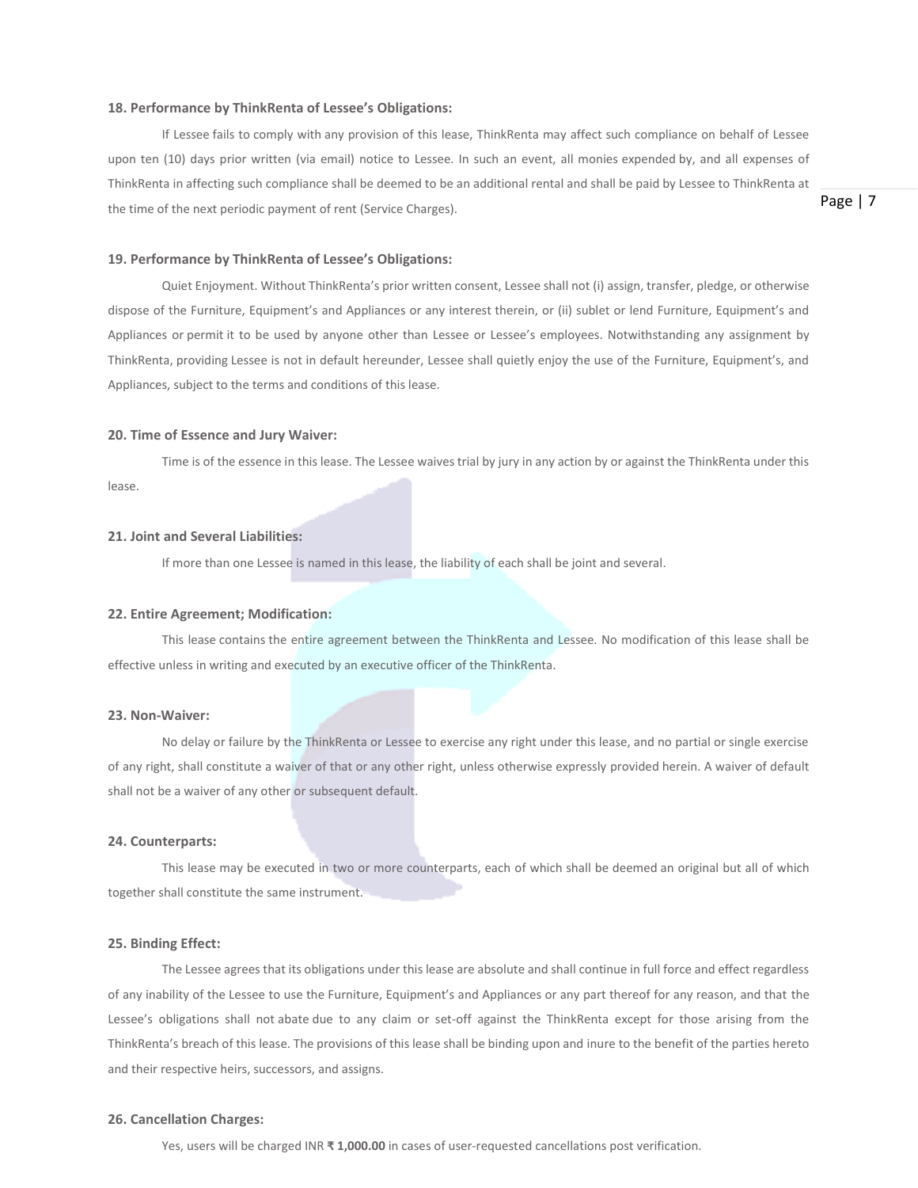**18. Performance by ThinkRenta of Lessee's Obligations:**

If Lessee fails to comply with any provision of this lease, ThinkRenta may affect such compliance on behalf of Lessee upon ten (10) days prior written (via email) notice to Lessee. In such an event, all monies expended by, and all expenses of ThinkRenta in affecting such compliance shall be deemed to be an additional rental and shall be paid by Lessee to ThinkRenta at the time of the next periodic payment of rent (Service Charges).

**19. Performance by ThinkRenta of Lessee's Obligations:**

Quiet Enjoyment. Without ThinkRenta's prior written consent, Lessee shall not (i) assign, transfer, pledge, or otherwise dispose of the Furniture, Equipment's and Appliances or any interest therein, or (ii) sublet or lend Furniture, Equipment's and Appliances or permit it to be used by anyone other than Lessee or Lessee's employees. Notwithstanding any assignment by ThinkRenta, providing Lessee is not in default hereunder, Lessee shall quietly enjoy the use of the Furniture, Equipment's, and Appliances, subject to the terms and conditions of this lease.

**20. Time of Essence and Jury Waiver:**

Time is of the essence in this lease. The Lessee waives trial by jury in any action by or against the ThinkRenta under this lease.

**21. Joint and Several Liabilities:**

If more than one Lessee is named in this lease, the liability of each shall be joint and several.

**22. Entire Agreement; Modification:**

This lease contains the entire agreement between the ThinkRenta and Lessee. No modification of this lease shall be effective unless in writing and executed by an executive officer of the ThinkRenta.

**23. Non-Waiver:**

No delay or failure by the ThinkRenta or Lessee to exercise any right under this lease, and no partial or single exercise of any right, shall constitute a waiver of that or any other right, unless otherwise expressly provided herein. A waiver of default shall not be a waiver of any other or subsequent default.

**24. Counterparts:**

This lease may be executed in two or more counterparts, each of which shall be deemed an original but all of which together shall constitute the same instrument.

**25. Binding Effect:**

The Lessee agrees that its obligations under this lease are absolute and shall continue in full force and effect regardless of any inability of the Lessee to use the Furniture, Equipment's and Appliances or any part thereof for any reason, and that the Lessee's obligations shall not abate due to any claim or set-off against the ThinkRenta except for those arising from the ThinkRenta's breach of this lease. The provisions of this lease shall be binding upon and inure to the benefit of the parties hereto and their respective heirs, successors, and assigns.

**26. Cancellation Charges:**

Yes, users will be charged INR **₹ 1,000.00** in cases of user-requested cancellations post verification.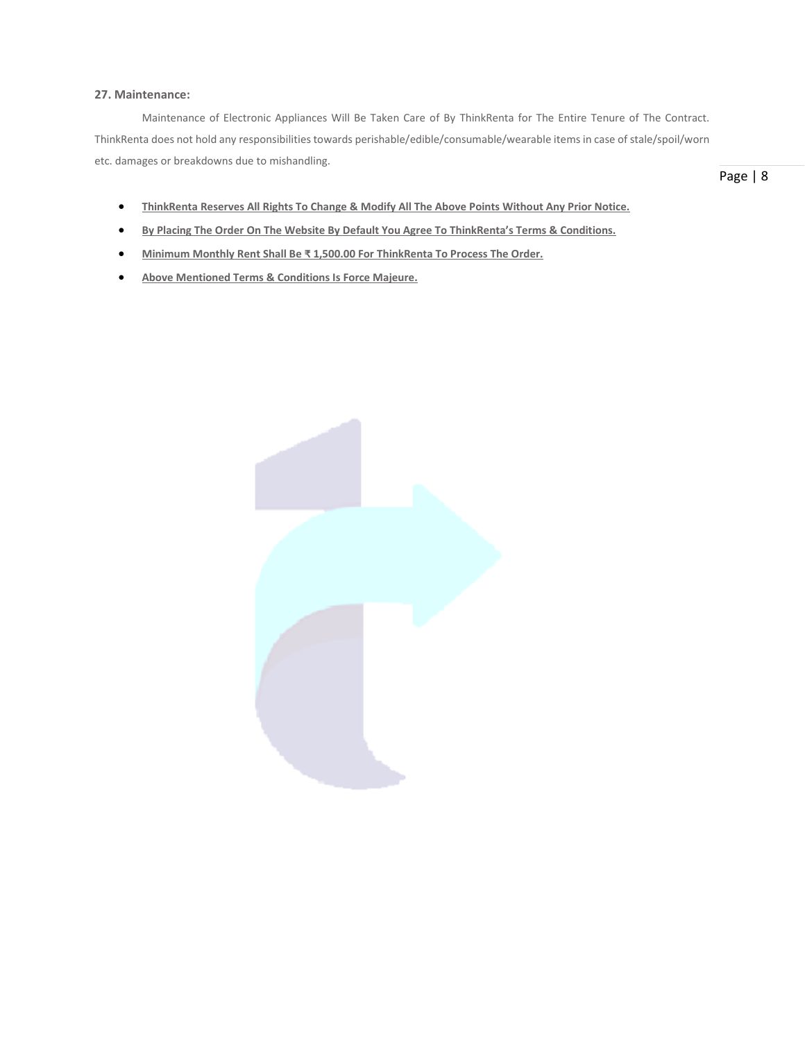**27. Maintenance:**

Maintenance of Electronic Appliances Will Be Taken Care of By ThinkRenta for The Entire Tenure of The Contract. ThinkRenta does not hold any responsibilities towards perishable/edible/consumable/wearable items in case of stale/spoil/worn etc. damages or breakdowns due to mishandling.

- **ThinkRenta Reserves All Rights To Change & Modify All The Above Points Without Any Prior Notice.**
- **By Placing The Order On The Website By Default You Agree To ThinkRenta's Terms & Conditions.**
- **Minimum Monthly Rent Shall Be ₹ 1,500.00 For ThinkRenta To Process The Order.**
- **Above Mentioned Terms & Conditions Is Force Majeure.**